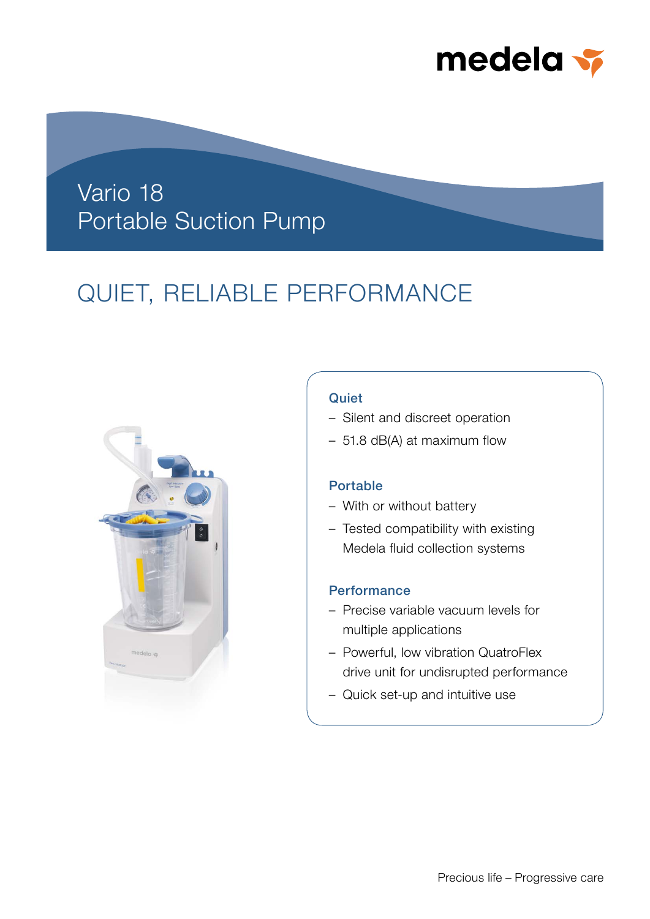medela

# Vario 18
# Portable Suction Pump

## QUIET, RELIABLE PERFORMANCE

### Quiet

- Silent and discreet operation
- 51.8 dB(A) at maximum flow

### Portable

- With or without battery
- Tested compatibility with existing Medela fluid collection systems

### Performance

- Precise variable vacuum levels for multiple applications
- Powerful, low vibration QuatroFlex drive unit for undisrupted performance
- Quick set-up and intuitive use

Precious life – Progressive care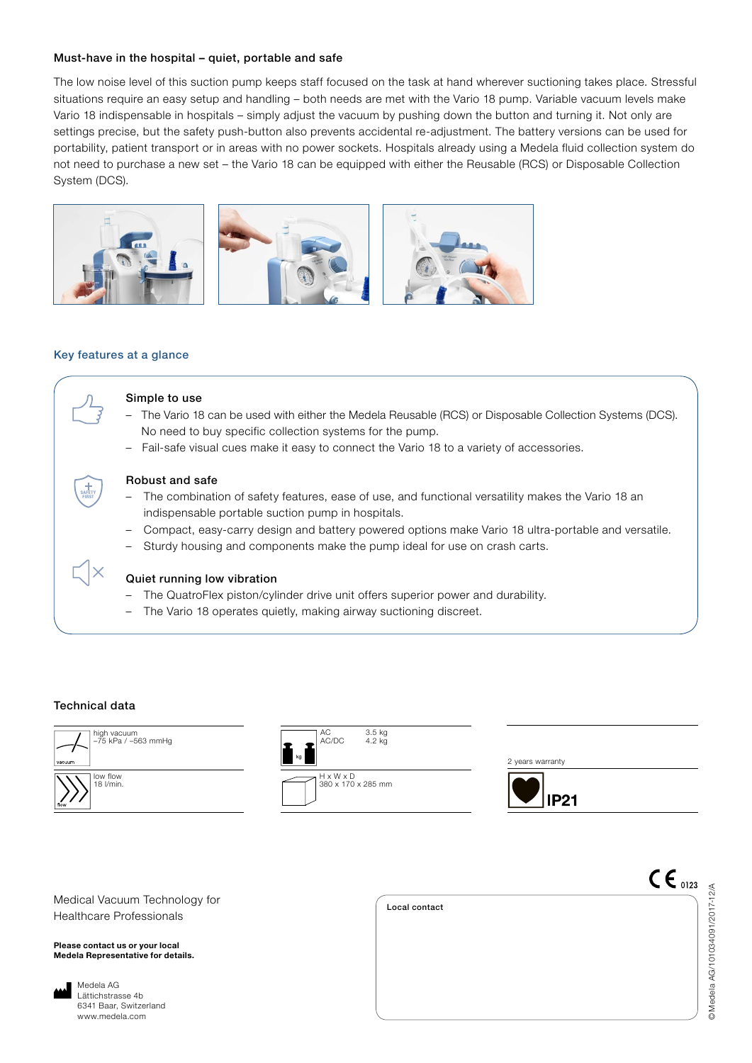### Must-have in the hospital – quiet, portable and safe

The low noise level of this suction pump keeps staff focused on the task at hand wherever suctioning takes place. Stressful situations require an easy setup and handling – both needs are met with the Vario 18 pump. Variable vacuum levels make Vario 18 indispensable in hospitals – simply adjust the vacuum by pushing down the button and turning it. Not only are settings precise, but the safety push-button also prevents accidental re-adjustment. The battery versions can be used for portability, patient transport or in areas with no power sockets. Hospitals already using a Medela fluid collection system do not need to purchase a new set – the Vario 18 can be equipped with either the Reusable (RCS) or Disposable Collection System (DCS).

## Key features at a glance

### Simple to use

- The Vario 18 can be used with either the Medela Reusable (RCS) or Disposable Collection Systems (DCS). No need to buy specific collection systems for the pump.
- Fail-safe visual cues make it easy to connect the Vario 18 to a variety of accessories.

### Robust and safe

- The combination of safety features, ease of use, and functional versatility makes the Vario 18 an indispensable portable suction pump in hospitals.
- Compact, easy-carry design and battery powered options make Vario 18 ultra-portable and versatile.
- Sturdy housing and components make the pump ideal for use on crash carts.

### Quiet running low vibration

- The QuatroFlex piston/cylinder drive unit offers superior power and durability.
- The Vario 18 operates quietly, making airway suctioning discreet.

## Technical data

vacuum: high vacuum
–75 kPa / –563 mmHg

flow: low flow
18 l/min.

kg: AC 3.5 kg
AC/DC 4.2 kg

H x W x D
380 x 170 x 285 mm

2 years warranty

IP21

CE 0123

Medical Vacuum Technology for Healthcare Professionals

**Please contact us or your local Medela Representative for details.**

Medela AG
Lättichstrasse 4b
6341 Baar, Switzerland
www.medela.com

Local contact

©Medela AG/101034091/2017-12/A